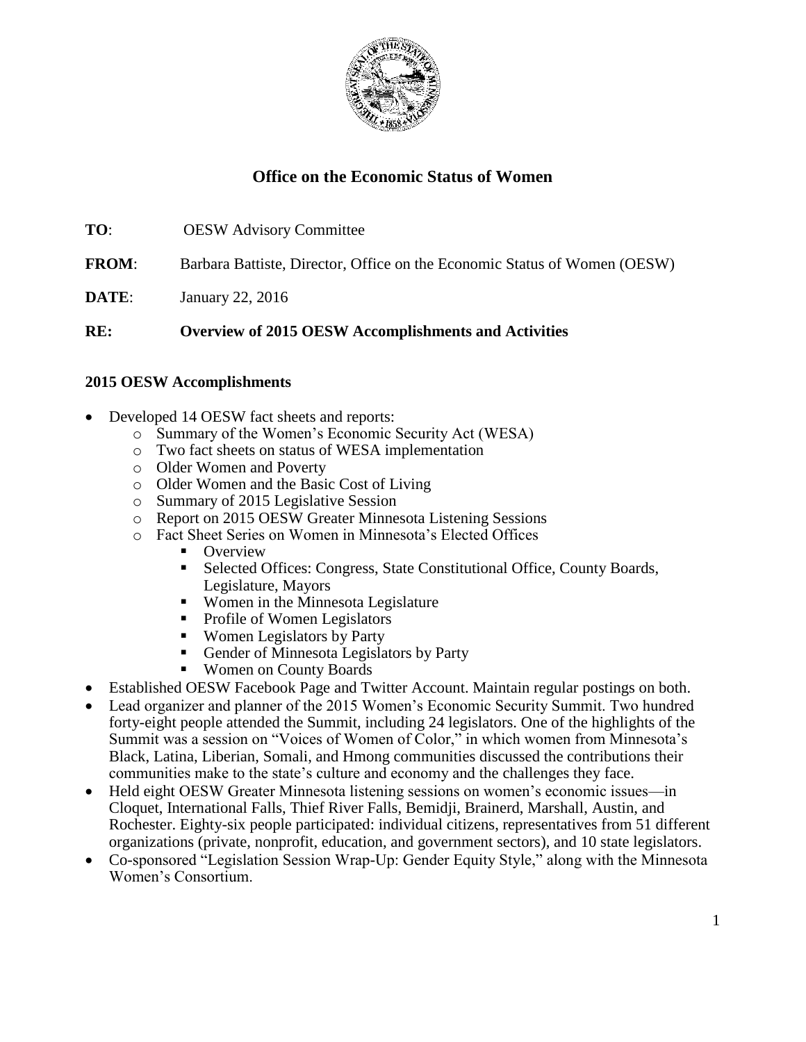# Office on the Economic Status of Women

**TO**: OESW Advisory Committee

**FROM**: Barbara Battiste, Director, Office on the Economic Status of Women (OESW)

**DATE**: January 22, 2016

**RE: Overview of 2015 OESW Accomplishments and Activities**

## 2015 OESW Accomplishments

- Developed 14 OESW fact sheets and reports:
  - Summary of the Women's Economic Security Act (WESA)
  - Two fact sheets on status of WESA implementation
  - Older Women and Poverty
  - Older Women and the Basic Cost of Living
  - Summary of 2015 Legislative Session
  - Report on 2015 OESW Greater Minnesota Listening Sessions
  - Fact Sheet Series on Women in Minnesota's Elected Offices
    - Overview
    - Selected Offices: Congress, State Constitutional Office, County Boards, Legislature, Mayors
    - Women in the Minnesota Legislature
    - Profile of Women Legislators
    - Women Legislators by Party
    - Gender of Minnesota Legislators by Party
    - Women on County Boards
- Established OESW Facebook Page and Twitter Account. Maintain regular postings on both.
- Lead organizer and planner of the 2015 Women's Economic Security Summit. Two hundred forty-eight people attended the Summit, including 24 legislators. One of the highlights of the Summit was a session on "Voices of Women of Color," in which women from Minnesota's Black, Latina, Liberian, Somali, and Hmong communities discussed the contributions their communities make to the state's culture and economy and the challenges they face.
- Held eight OESW Greater Minnesota listening sessions on women's economic issues—in Cloquet, International Falls, Thief River Falls, Bemidji, Brainerd, Marshall, Austin, and Rochester. Eighty-six people participated: individual citizens, representatives from 51 different organizations (private, nonprofit, education, and government sectors), and 10 state legislators.
- Co-sponsored "Legislation Session Wrap-Up: Gender Equity Style," along with the Minnesota Women's Consortium.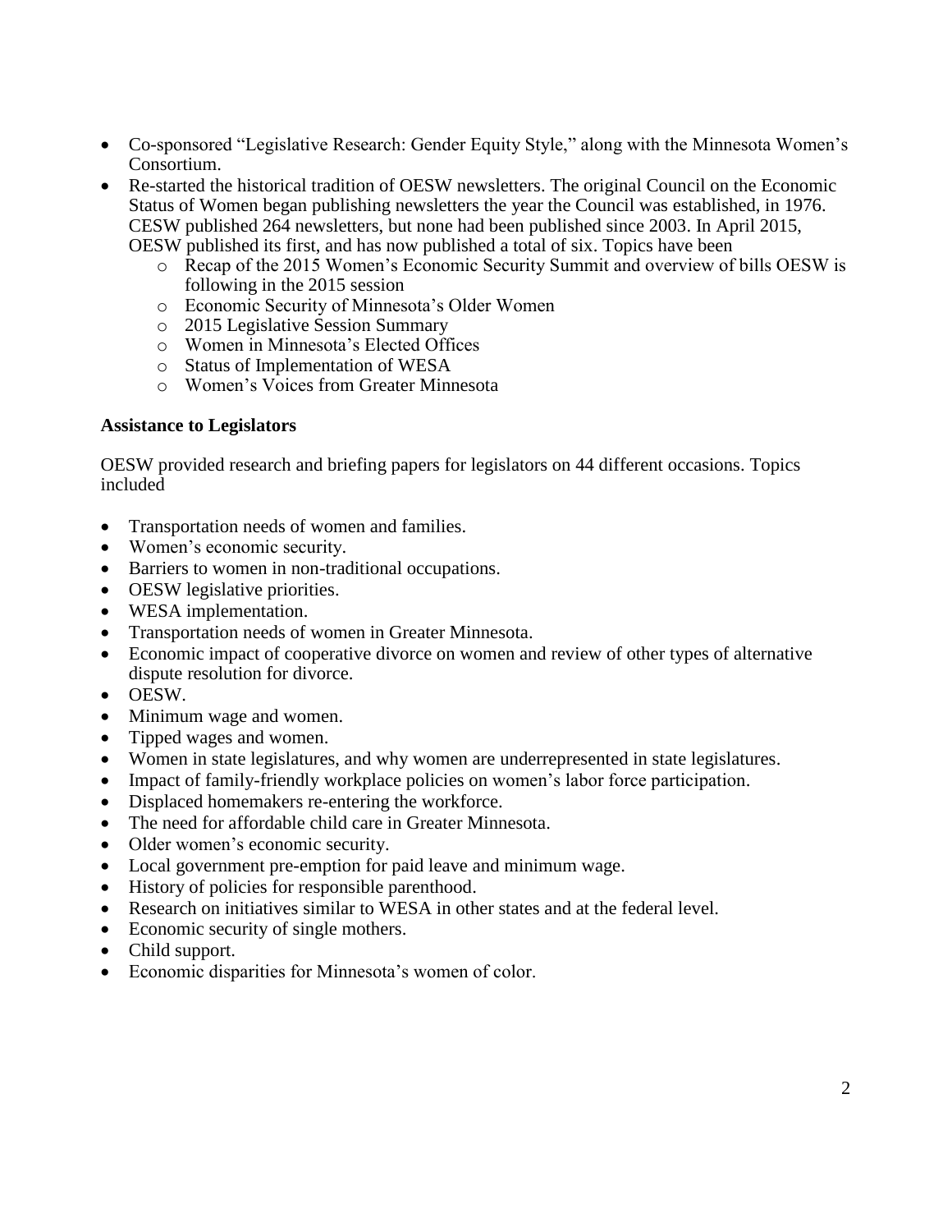- Co-sponsored "Legislative Research: Gender Equity Style," along with the Minnesota Women's Consortium.
- Re-started the historical tradition of OESW newsletters. The original Council on the Economic Status of Women began publishing newsletters the year the Council was established, in 1976. CESW published 264 newsletters, but none had been published since 2003. In April 2015, OESW published its first, and has now published a total of six. Topics have been
    - Recap of the 2015 Women's Economic Security Summit and overview of bills OESW is following in the 2015 session
    - Economic Security of Minnesota's Older Women
    - 2015 Legislative Session Summary
    - Women in Minnesota's Elected Offices
    - Status of Implementation of WESA
    - Women's Voices from Greater Minnesota

**Assistance to Legislators**

OESW provided research and briefing papers for legislators on 44 different occasions. Topics included

- Transportation needs of women and families.
- Women's economic security.
- Barriers to women in non-traditional occupations.
- OESW legislative priorities.
- WESA implementation.
- Transportation needs of women in Greater Minnesota.
- Economic impact of cooperative divorce on women and review of other types of alternative dispute resolution for divorce.
- OESW.
- Minimum wage and women.
- Tipped wages and women.
- Women in state legislatures, and why women are underrepresented in state legislatures.
- Impact of family-friendly workplace policies on women's labor force participation.
- Displaced homemakers re-entering the workforce.
- The need for affordable child care in Greater Minnesota.
- Older women's economic security.
- Local government pre-emption for paid leave and minimum wage.
- History of policies for responsible parenthood.
- Research on initiatives similar to WESA in other states and at the federal level.
- Economic security of single mothers.
- Child support.
- Economic disparities for Minnesota's women of color.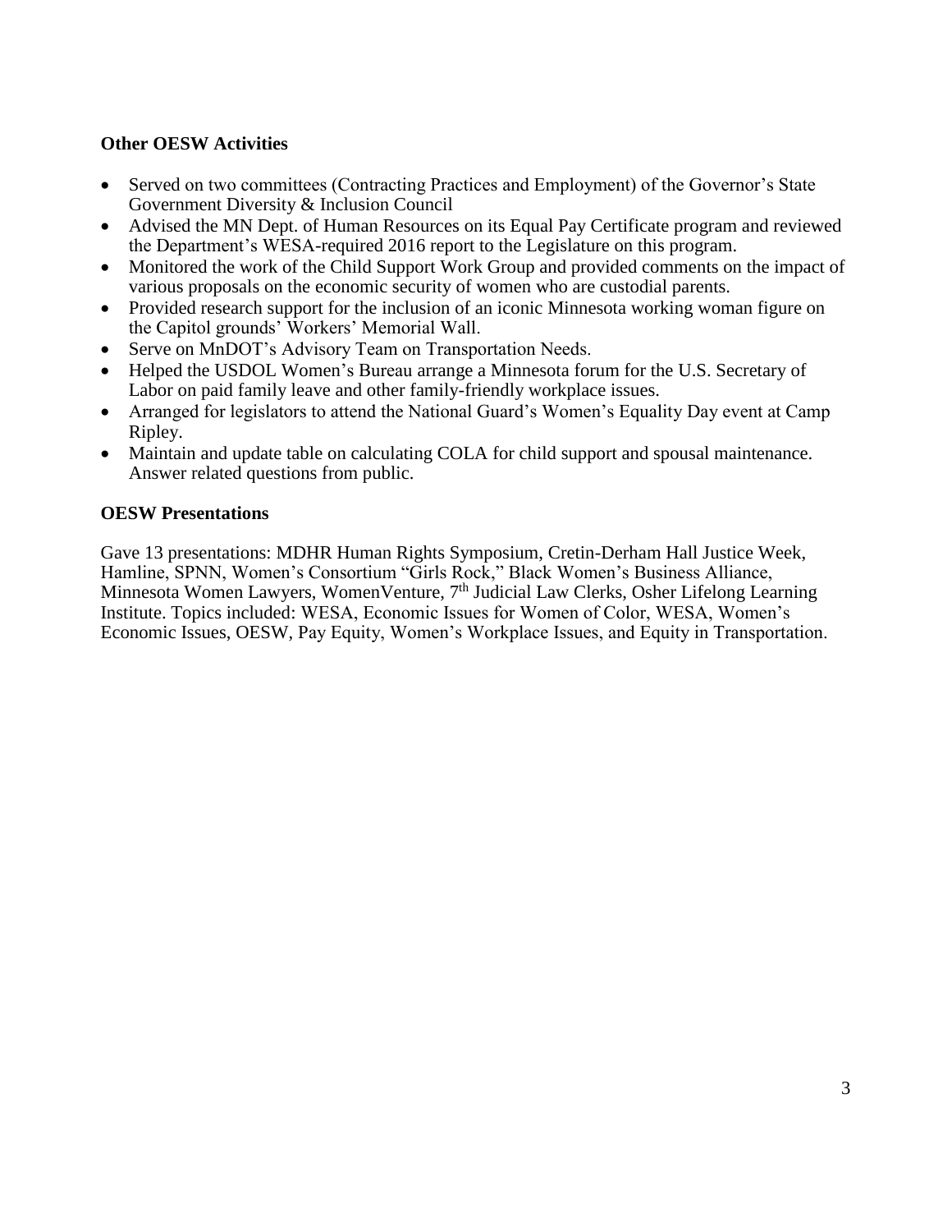### Other OESW Activities

- Served on two committees (Contracting Practices and Employment) of the Governor's State Government Diversity & Inclusion Council
- Advised the MN Dept. of Human Resources on its Equal Pay Certificate program and reviewed the Department's WESA-required 2016 report to the Legislature on this program.
- Monitored the work of the Child Support Work Group and provided comments on the impact of various proposals on the economic security of women who are custodial parents.
- Provided research support for the inclusion of an iconic Minnesota working woman figure on the Capitol grounds' Workers' Memorial Wall.
- Serve on MnDOT's Advisory Team on Transportation Needs.
- Helped the USDOL Women's Bureau arrange a Minnesota forum for the U.S. Secretary of Labor on paid family leave and other family-friendly workplace issues.
- Arranged for legislators to attend the National Guard's Women's Equality Day event at Camp Ripley.
- Maintain and update table on calculating COLA for child support and spousal maintenance. Answer related questions from public.

### OESW Presentations

Gave 13 presentations: MDHR Human Rights Symposium, Cretin-Derham Hall Justice Week, Hamline, SPNN, Women's Consortium "Girls Rock," Black Women's Business Alliance, Minnesota Women Lawyers, WomenVenture, 7th Judicial Law Clerks, Osher Lifelong Learning Institute. Topics included: WESA, Economic Issues for Women of Color, WESA, Women's Economic Issues, OESW, Pay Equity, Women's Workplace Issues, and Equity in Transportation.